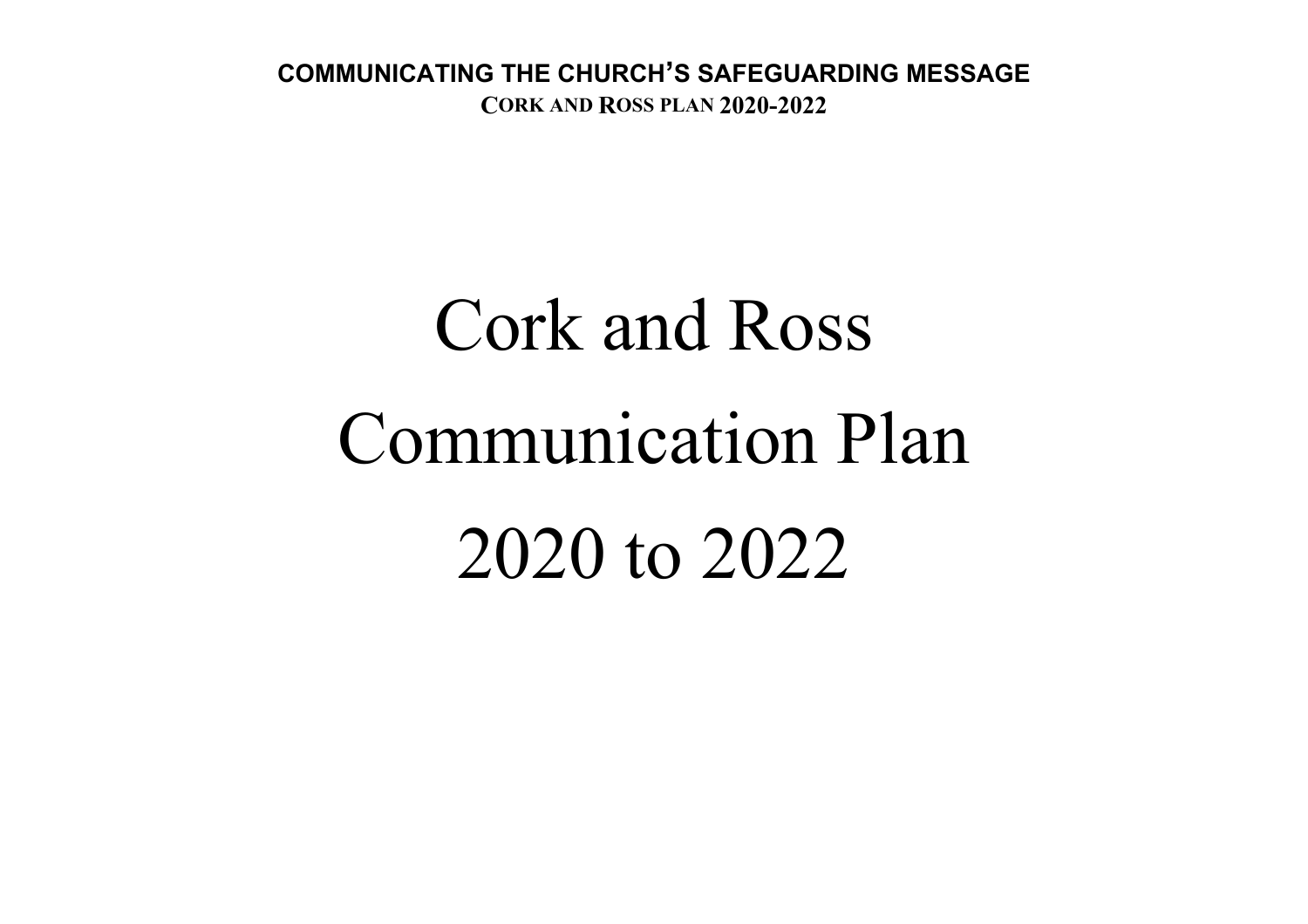# Cork and Ross Communication Plan 2020 to 2022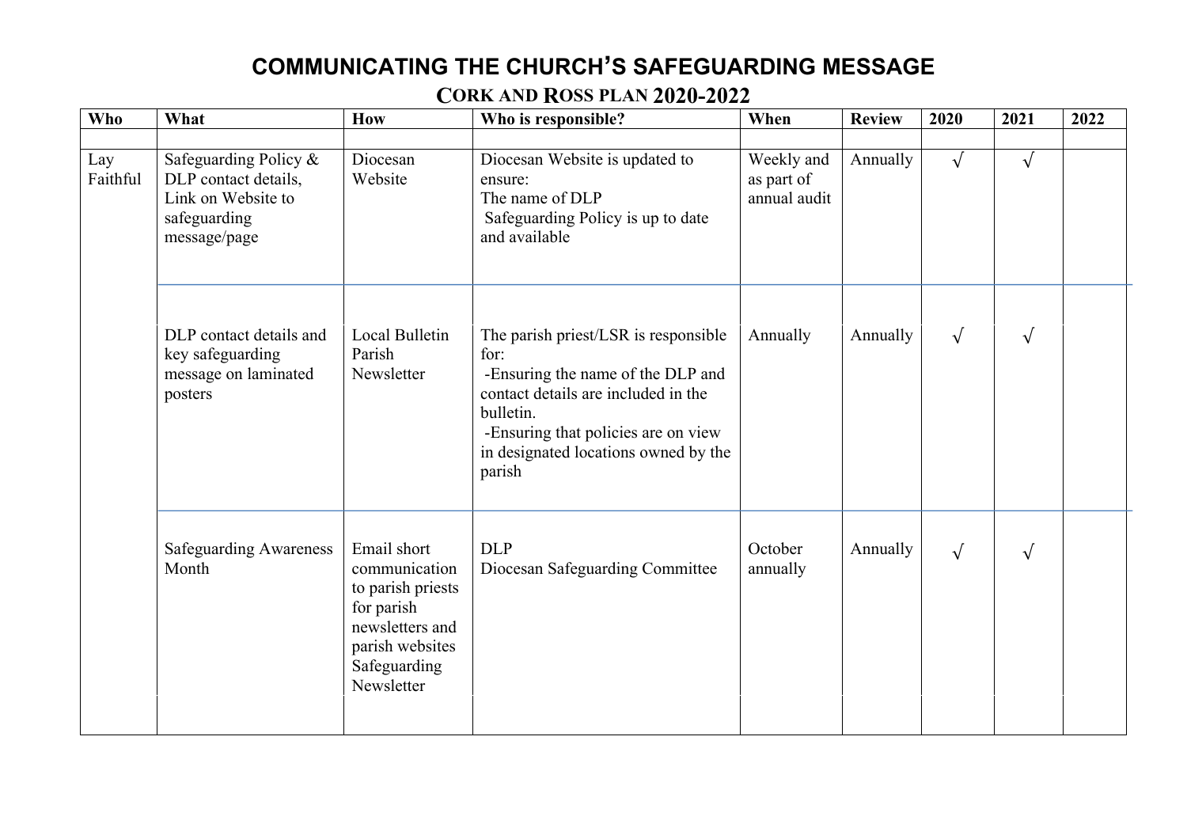# COMMUNICATING THE CHURCH'S SAFEGUARDING MESSAGE

## CORK AND ROSS PLAN 2020-2022

| Who | What | How | Who is responsible? | When | Review | 2020 | 2021 | 2022 |
|---|---|---|---|---|---|---|---|---|
| | | | | | | | | |
| Lay Faithful | Safeguarding Policy & DLP contact details, Link on Website to safeguarding message/page | Diocesan Website | Diocesan Website is updated to ensure:<br>The name of DLP<br>Safeguarding Policy is up to date and available | Weekly and as part of annual audit | Annually | √ | √ | |
| | DLP contact details and key safeguarding message on laminated posters | Local Bulletin Parish Newsletter | The parish priest/LSR is responsible for:<br>-Ensuring the name of the DLP and contact details are included in the bulletin.<br>-Ensuring that policies are on view in designated locations owned by the parish | Annually | Annually | √ | √ | |
| | Safeguarding Awareness Month | Email short communication to parish priests for parish newsletters and parish websites Safeguarding Newsletter | DLP<br>Diocesan Safeguarding Committee | October annually | Annually | √ | √ | |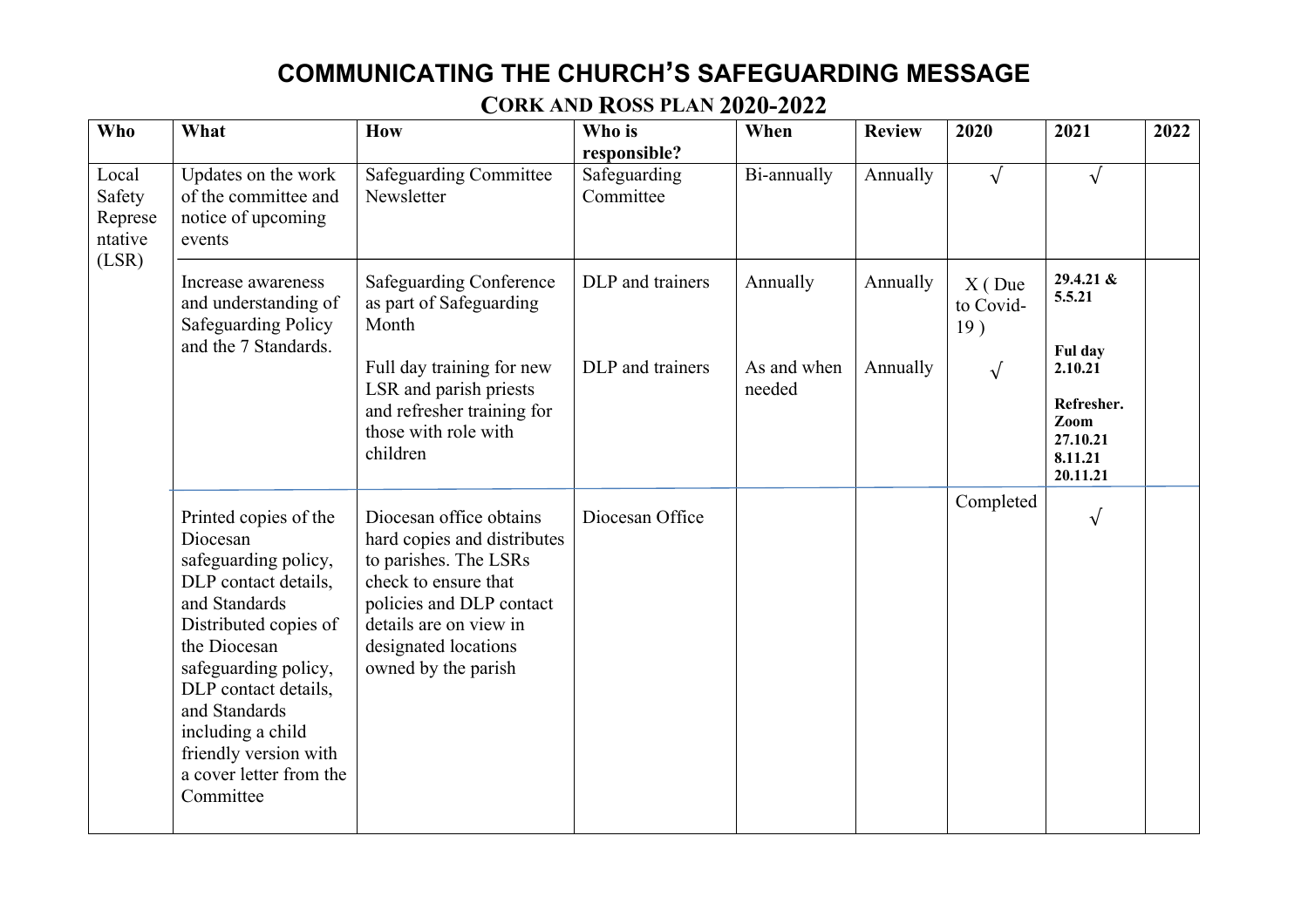# COMMUNICATING THE CHURCH'S SAFEGUARDING MESSAGE

## CORK AND ROSS PLAN 2020-2022

| Who | What | How | Who is responsible? | When | Review | 2020 | 2021 | 2022 |
|---|---|---|---|---|---|---|---|---|
| Local Safety Representative (LSR) | Updates on the work of the committee and notice of upcoming events | Safeguarding Committee Newsletter | Safeguarding Committee | Bi-annually | Annually | √ | √ | |
| | Increase awareness and understanding of Safeguarding Policy and the 7 Standards. | Safeguarding Conference as part of Safeguarding Month | DLP and trainers | Annually | Annually | X ( Due to Covid-19 ) | **29.4.21 & 5.5.21** | |
| | | Full day training for new LSR and parish priests and refresher training for those with role with children | DLP and trainers | As and when needed | Annually | √ | **Ful day 2.10.21** **Refresher. Zoom 27.10.21 8.11.21 20.11.21** | |
| | Printed copies of the Diocesan safeguarding policy, DLP contact details, and Standards Distributed copies of the Diocesan safeguarding policy, DLP contact details, and Standards including a child friendly version with a cover letter from the Committee | Diocesan office obtains hard copies and distributes to parishes. The LSRs check to ensure that policies and DLP contact details are on view in designated locations owned by the parish | Diocesan Office | | | Completed | √ | |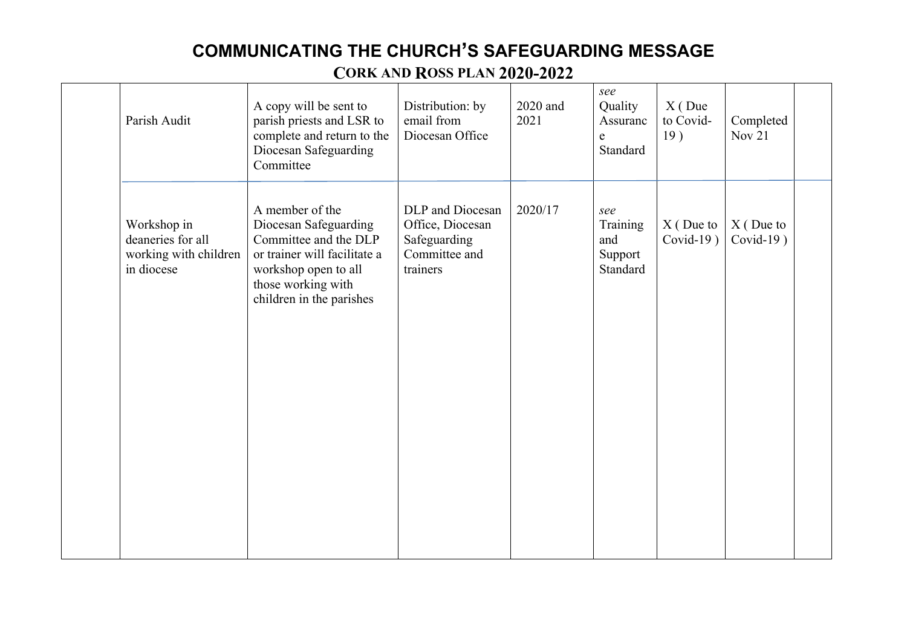# COMMUNICATING THE CHURCH'S SAFEGUARDING MESSAGE

## CORK AND ROSS PLAN 2020-2022

| | | | | | | | | |
|---|---|---|---|---|---|---|---|---|
| | Parish Audit | A copy will be sent to parish priests and LSR to complete and return to the Diocesan Safeguarding Committee | Distribution: by email from Diocesan Office | 2020 and 2021 | *see* Quality Assurance Standard | X ( Due to Covid-19 ) | Completed Nov 21 | |
| | Workshop in deaneries for all working with children in diocese | A member of the Diocesan Safeguarding Committee and the DLP or trainer will facilitate a workshop open to all those working with children in the parishes | DLP and Diocesan Office, Diocesan Safeguarding Committee and trainers | 2020/17 | *see* Training and Support Standard | X ( Due to Covid-19 ) | X ( Due to Covid-19 ) | |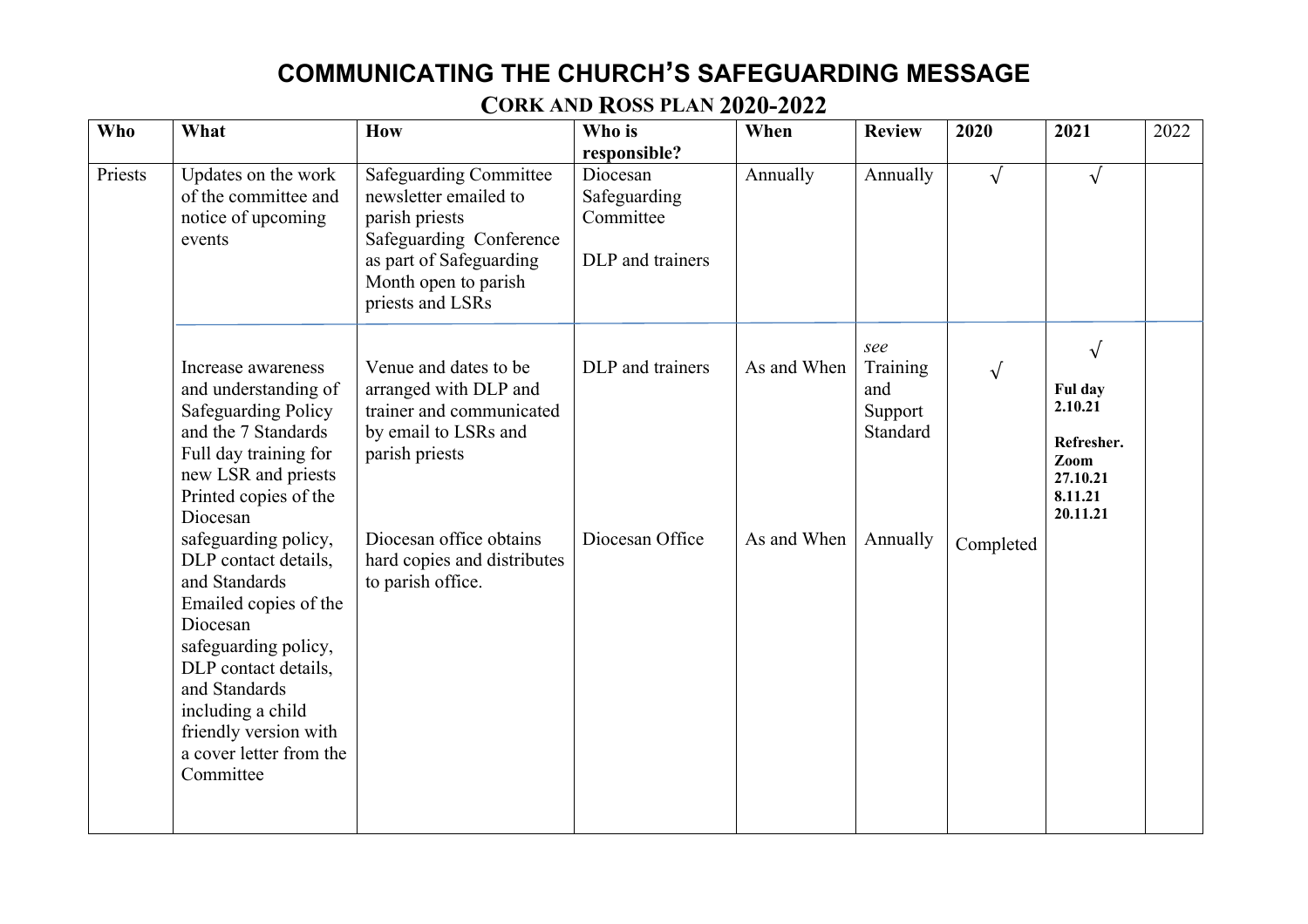# COMMUNICATING THE CHURCH'S SAFEGUARDING MESSAGE

## CORK AND ROSS PLAN 2020-2022

| Who | What | How | Who is responsible? | When | Review | 2020 | 2021 | 2022 |
|---|---|---|---|---|---|---|---|---|
| Priests | Updates on the work of the committee and notice of upcoming events | Safeguarding Committee newsletter emailed to parish priests<br>Safeguarding Conference as part of Safeguarding Month open to parish priests and LSRs | Diocesan Safeguarding Committee<br><br>DLP and trainers | Annually | Annually | √ | √ | |
| | Increase awareness and understanding of Safeguarding Policy and the 7 Standards<br>Full day training for new LSR and priests | Venue and dates to be arranged with DLP and trainer and communicated by email to LSRs and parish priests | DLP and trainers | As and When | *see* Training and Support Standard | √ | √<br>**Ful day 2.10.21**<br>**Refresher. Zoom 27.10.21 8.11.21 20.11.21** | |
| | Printed copies of the Diocesan safeguarding policy, DLP contact details, and Standards<br>Emailed copies of the Diocesan safeguarding policy, DLP contact details, and Standards including a child friendly version with a cover letter from the Committee | Diocesan office obtains hard copies and distributes to parish office. | Diocesan Office | As and When | Annually | Completed | | |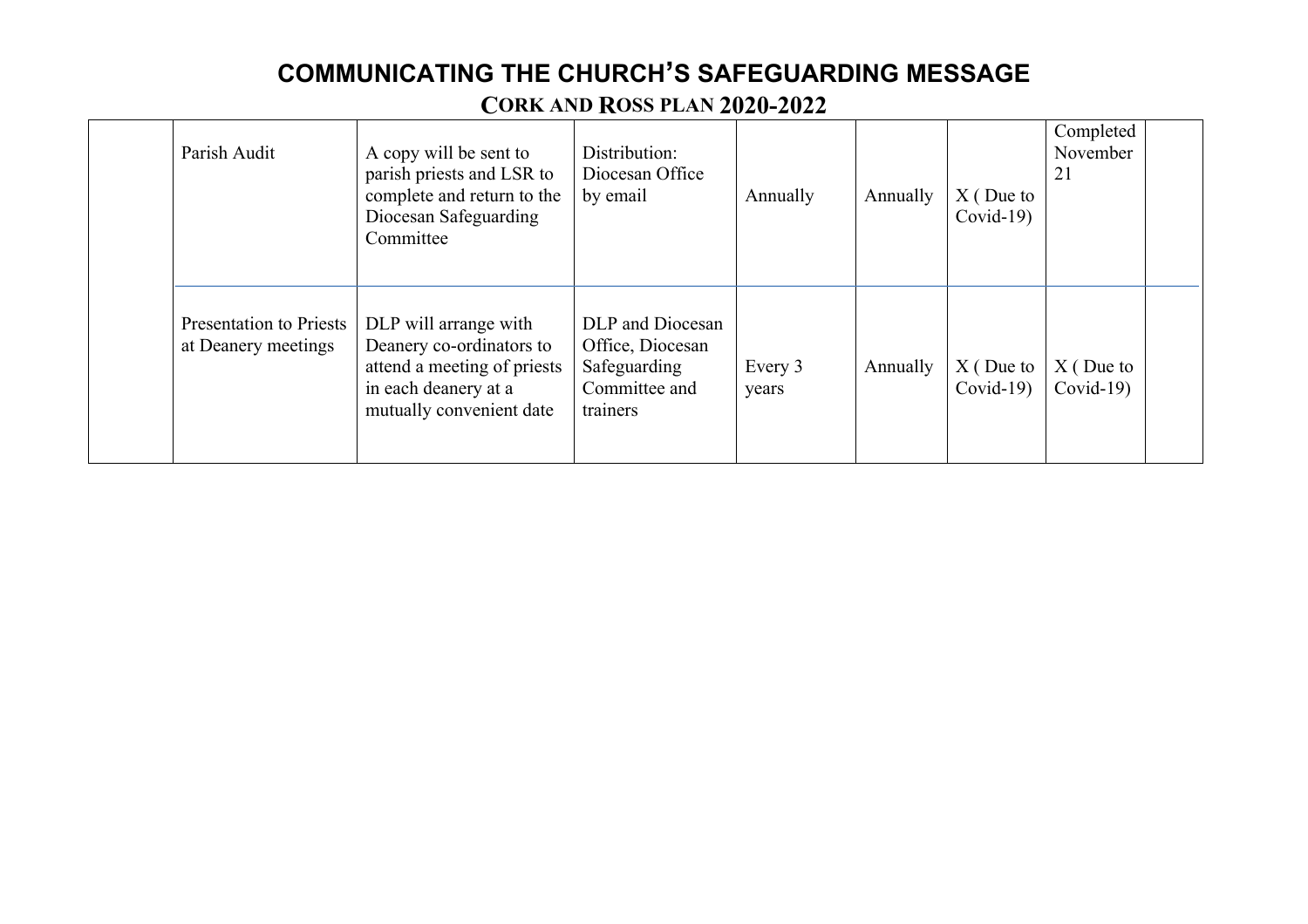# COMMUNICATING THE CHURCH'S SAFEGUARDING MESSAGE

## CORK AND ROSS PLAN 2020-2022

| | | | | | | | | |
|---|---|---|---|---|---|---|---|---|
| | Parish Audit | A copy will be sent to parish priests and LSR to complete and return to the Diocesan Safeguarding Committee | Distribution: Diocesan Office by email | Annually | Annually | X ( Due to Covid-19) | Completed November 21 | |
| | Presentation to Priests at Deanery meetings | DLP will arrange with Deanery co-ordinators to attend a meeting of priests in each deanery at a mutually convenient date | DLP and Diocesan Office, Diocesan Safeguarding Committee and trainers | Every 3 years | Annually | X ( Due to Covid-19) | X ( Due to Covid-19) | |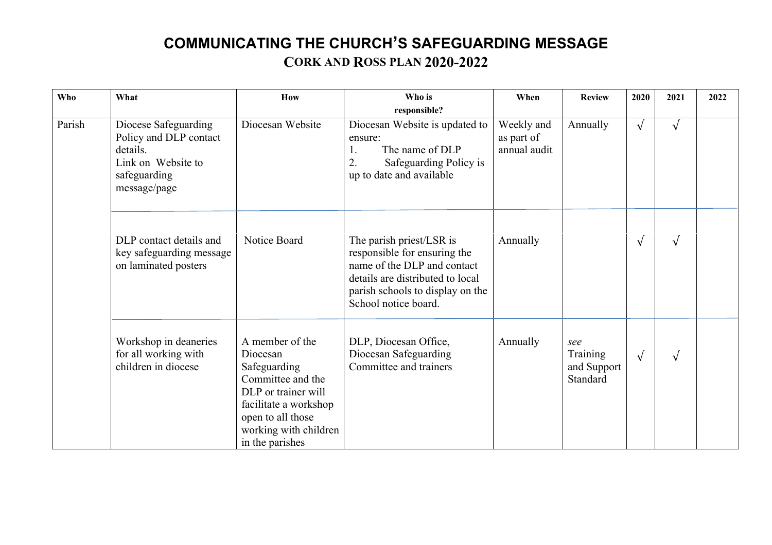# COMMUNICATING THE CHURCH'S SAFEGUARDING MESSAGE

## CORK AND ROSS PLAN 2020-2022

| Who | What | How | Who is responsible? | When | Review | 2020 | 2021 | 2022 |
|---|---|---|---|---|---|---|---|---|
| Parish | Diocese Safeguarding Policy and DLP contact details. Link on Website to safeguarding message/page | Diocesan Website | Diocesan Website is updated to ensure: 1. The name of DLP 2. Safeguarding Policy is up to date and available | Weekly and as part of annual audit | Annually | √ | √ | |
| | DLP contact details and key safeguarding message on laminated posters | Notice Board | The parish priest/LSR is responsible for ensuring the name of the DLP and contact details are distributed to local parish schools to display on the School notice board. | Annually | | √ | √ | |
| | Workshop in deaneries for all working with children in diocese | A member of the Diocesan Safeguarding Committee and the DLP or trainer will facilitate a workshop open to all those working with children in the parishes | DLP, Diocesan Office, Diocesan Safeguarding Committee and trainers | Annually | *see* Training and Support Standard | √ | √ | |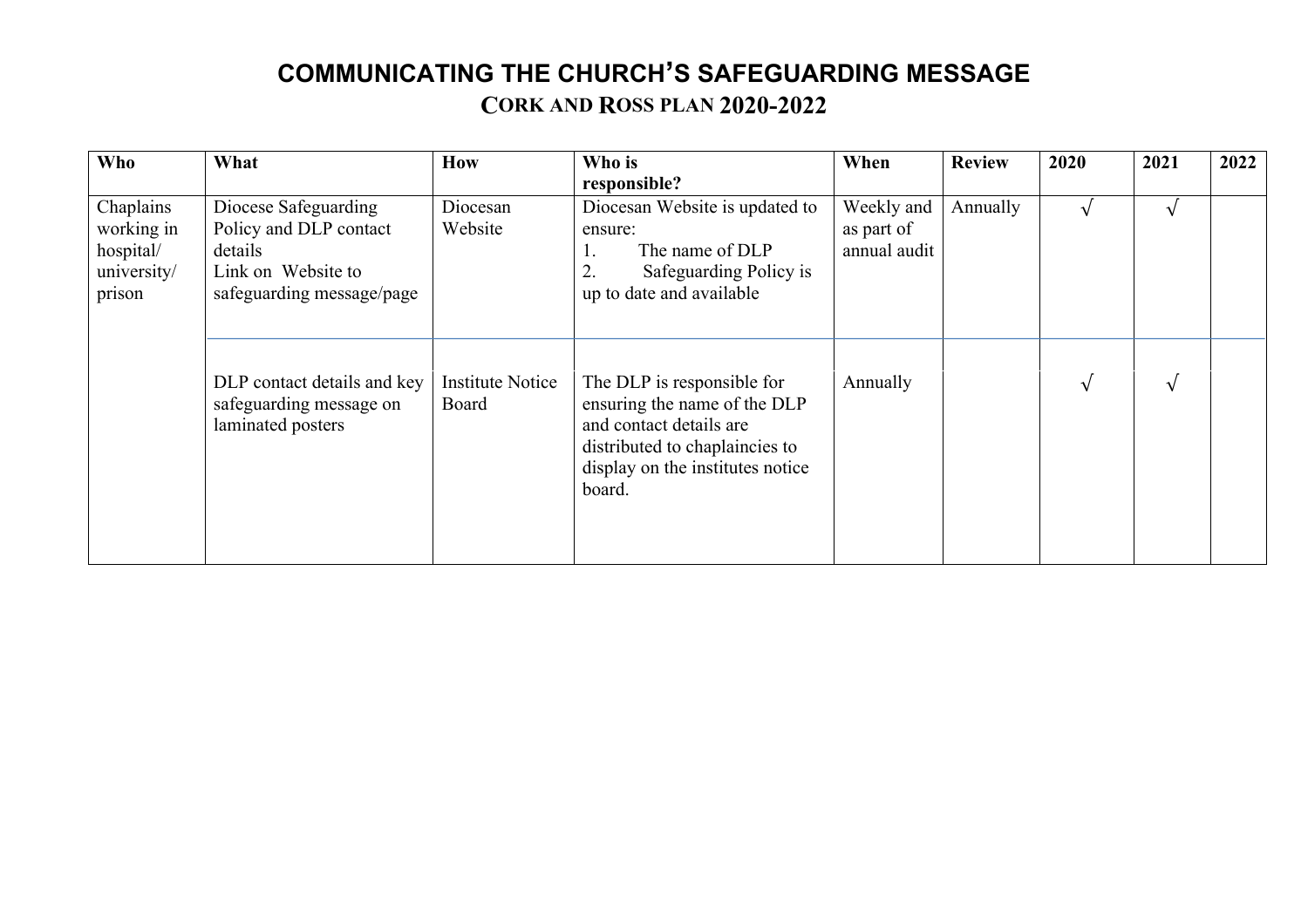# COMMUNICATING THE CHURCH'S SAFEGUARDING MESSAGE

## CORK AND ROSS PLAN 2020-2022

| Who | What | How | Who is responsible? | When | Review | 2020 | 2021 | 2022 |
|---|---|---|---|---|---|---|---|---|
| Chaplains working in hospital/ university/ prison | Diocese Safeguarding Policy and DLP contact details<br>Link on Website to safeguarding message/page | Diocesan Website | Diocesan Website is updated to ensure:<br>1. The name of DLP<br>2. Safeguarding Policy is up to date and available | Weekly and as part of annual audit | Annually | √ | √ | |
| | DLP contact details and key safeguarding message on laminated posters | Institute Notice Board | The DLP is responsible for ensuring the name of the DLP and contact details are distributed to chaplaincies to display on the institutes notice board. | Annually | | √ | √ | |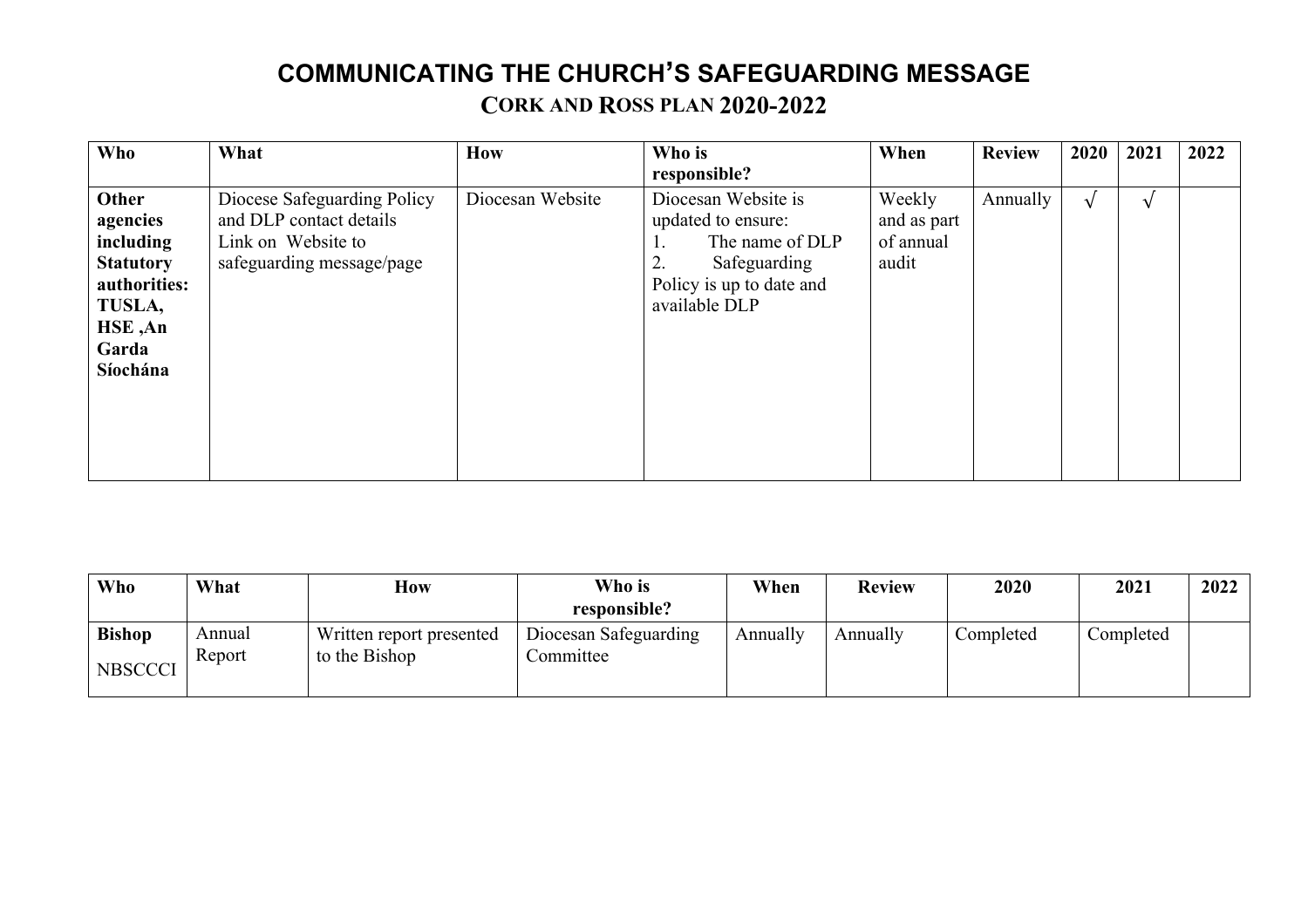# COMMUNICATING THE CHURCH'S SAFEGUARDING MESSAGE

## CORK AND ROSS PLAN 2020-2022

| Who | What | How | Who is responsible? | When | Review | 2020 | 2021 | 2022 |
|---|---|---|---|---|---|---|---|---|
| **Other agencies including Statutory authorities: TUSLA, HSE ,An Garda Síochána** | Diocese Safeguarding Policy and DLP contact details Link on Website to safeguarding message/page | Diocesan Website | Diocesan Website is updated to ensure: 1. The name of DLP 2. Safeguarding Policy is up to date and available DLP | Weekly and as part of annual audit | Annually | √ | √ | |

| Who | What | How | Who is responsible? | When | Review | 2020 | 2021 | 2022 |
|---|---|---|---|---|---|---|---|---|
| **Bishop** NBSCCCI | Annual Report | Written report presented to the Bishop | Diocesan Safeguarding Committee | Annually | Annually | Completed | Completed | |